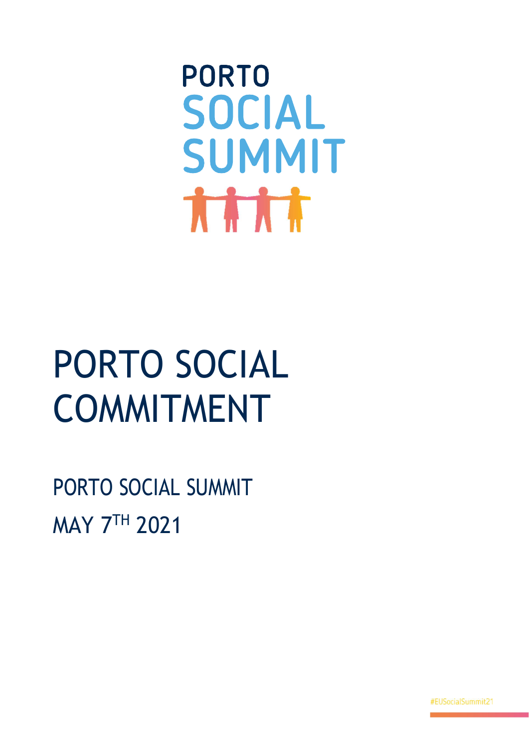PORTO
SOCIAL
SUMMIT

# PORTO SOCIAL COMMITMENT

PORTO SOCIAL SUMMIT

MAY 7TH 2021

#EUSocialSummit21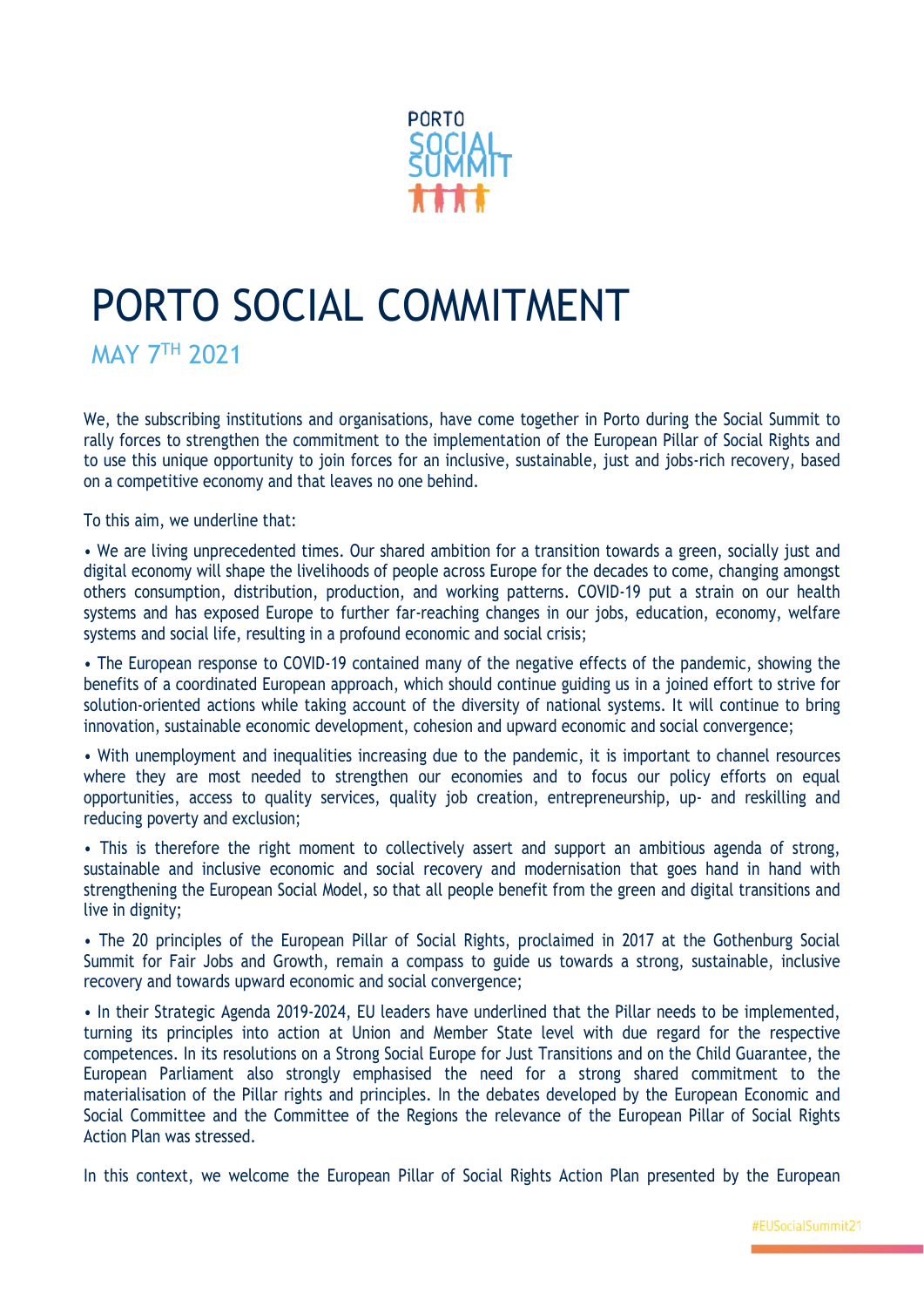# PORTO SOCIAL COMMITMENT

MAY 7TH 2021

We, the subscribing institutions and organisations, have come together in Porto during the Social Summit to rally forces to strengthen the commitment to the implementation of the European Pillar of Social Rights and to use this unique opportunity to join forces for an inclusive, sustainable, just and jobs-rich recovery, based on a competitive economy and that leaves no one behind.

To this aim, we underline that:

- We are living unprecedented times. Our shared ambition for a transition towards a green, socially just and digital economy will shape the livelihoods of people across Europe for the decades to come, changing amongst others consumption, distribution, production, and working patterns. COVID-19 put a strain on our health systems and has exposed Europe to further far-reaching changes in our jobs, education, economy, welfare systems and social life, resulting in a profound economic and social crisis;
- The European response to COVID-19 contained many of the negative effects of the pandemic, showing the benefits of a coordinated European approach, which should continue guiding us in a joined effort to strive for solution-oriented actions while taking account of the diversity of national systems. It will continue to bring innovation, sustainable economic development, cohesion and upward economic and social convergence;
- With unemployment and inequalities increasing due to the pandemic, it is important to channel resources where they are most needed to strengthen our economies and to focus our policy efforts on equal opportunities, access to quality services, quality job creation, entrepreneurship, up- and reskilling and reducing poverty and exclusion;
- This is therefore the right moment to collectively assert and support an ambitious agenda of strong, sustainable and inclusive economic and social recovery and modernisation that goes hand in hand with strengthening the European Social Model, so that all people benefit from the green and digital transitions and live in dignity;
- The 20 principles of the European Pillar of Social Rights, proclaimed in 2017 at the Gothenburg Social Summit for Fair Jobs and Growth, remain a compass to guide us towards a strong, sustainable, inclusive recovery and towards upward economic and social convergence;
- In their Strategic Agenda 2019-2024, EU leaders have underlined that the Pillar needs to be implemented, turning its principles into action at Union and Member State level with due regard for the respective competences. In its resolutions on a Strong Social Europe for Just Transitions and on the Child Guarantee, the European Parliament also strongly emphasised the need for a strong shared commitment to the materialisation of the Pillar rights and principles. In the debates developed by the European Economic and Social Committee and the Committee of the Regions the relevance of the European Pillar of Social Rights Action Plan was stressed.

In this context, we welcome the European Pillar of Social Rights Action Plan presented by the European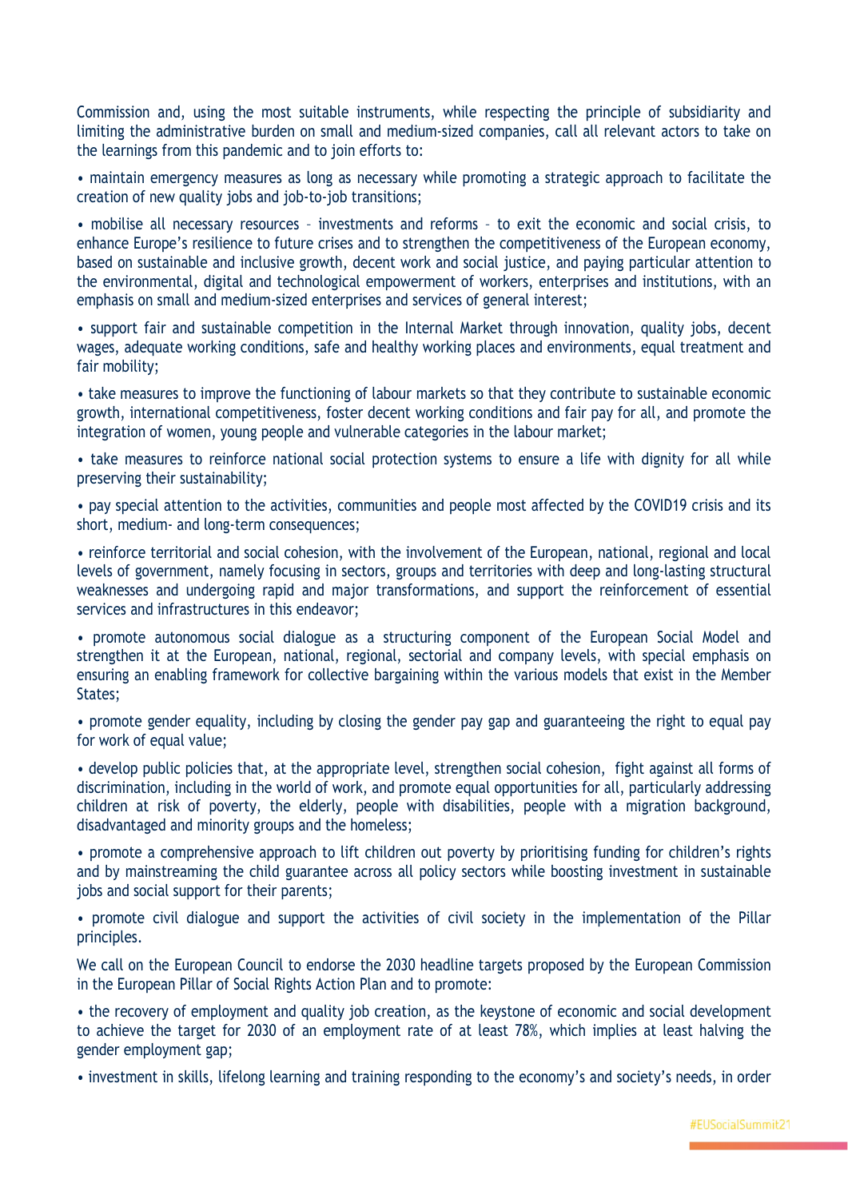Commission and, using the most suitable instruments, while respecting the principle of subsidiarity and limiting the administrative burden on small and medium-sized companies, call all relevant actors to take on the learnings from this pandemic and to join efforts to:

- maintain emergency measures as long as necessary while promoting a strategic approach to facilitate the creation of new quality jobs and job-to-job transitions;
- mobilise all necessary resources – investments and reforms – to exit the economic and social crisis, to enhance Europe's resilience to future crises and to strengthen the competitiveness of the European economy, based on sustainable and inclusive growth, decent work and social justice, and paying particular attention to the environmental, digital and technological empowerment of workers, enterprises and institutions, with an emphasis on small and medium-sized enterprises and services of general interest;
- support fair and sustainable competition in the Internal Market through innovation, quality jobs, decent wages, adequate working conditions, safe and healthy working places and environments, equal treatment and fair mobility;
- take measures to improve the functioning of labour markets so that they contribute to sustainable economic growth, international competitiveness, foster decent working conditions and fair pay for all, and promote the integration of women, young people and vulnerable categories in the labour market;
- take measures to reinforce national social protection systems to ensure a life with dignity for all while preserving their sustainability;
- pay special attention to the activities, communities and people most affected by the COVID19 crisis and its short, medium- and long-term consequences;
- reinforce territorial and social cohesion, with the involvement of the European, national, regional and local levels of government, namely focusing in sectors, groups and territories with deep and long-lasting structural weaknesses and undergoing rapid and major transformations, and support the reinforcement of essential services and infrastructures in this endeavor;
- promote autonomous social dialogue as a structuring component of the European Social Model and strengthen it at the European, national, regional, sectorial and company levels, with special emphasis on ensuring an enabling framework for collective bargaining within the various models that exist in the Member States;
- promote gender equality, including by closing the gender pay gap and guaranteeing the right to equal pay for work of equal value;
- develop public policies that, at the appropriate level, strengthen social cohesion, fight against all forms of discrimination, including in the world of work, and promote equal opportunities for all, particularly addressing children at risk of poverty, the elderly, people with disabilities, people with a migration background, disadvantaged and minority groups and the homeless;
- promote a comprehensive approach to lift children out poverty by prioritising funding for children's rights and by mainstreaming the child guarantee across all policy sectors while boosting investment in sustainable jobs and social support for their parents;
- promote civil dialogue and support the activities of civil society in the implementation of the Pillar principles.

We call on the European Council to endorse the 2030 headline targets proposed by the European Commission in the European Pillar of Social Rights Action Plan and to promote:

- the recovery of employment and quality job creation, as the keystone of economic and social development to achieve the target for 2030 of an employment rate of at least 78%, which implies at least halving the gender employment gap;
- investment in skills, lifelong learning and training responding to the economy's and society's needs, in order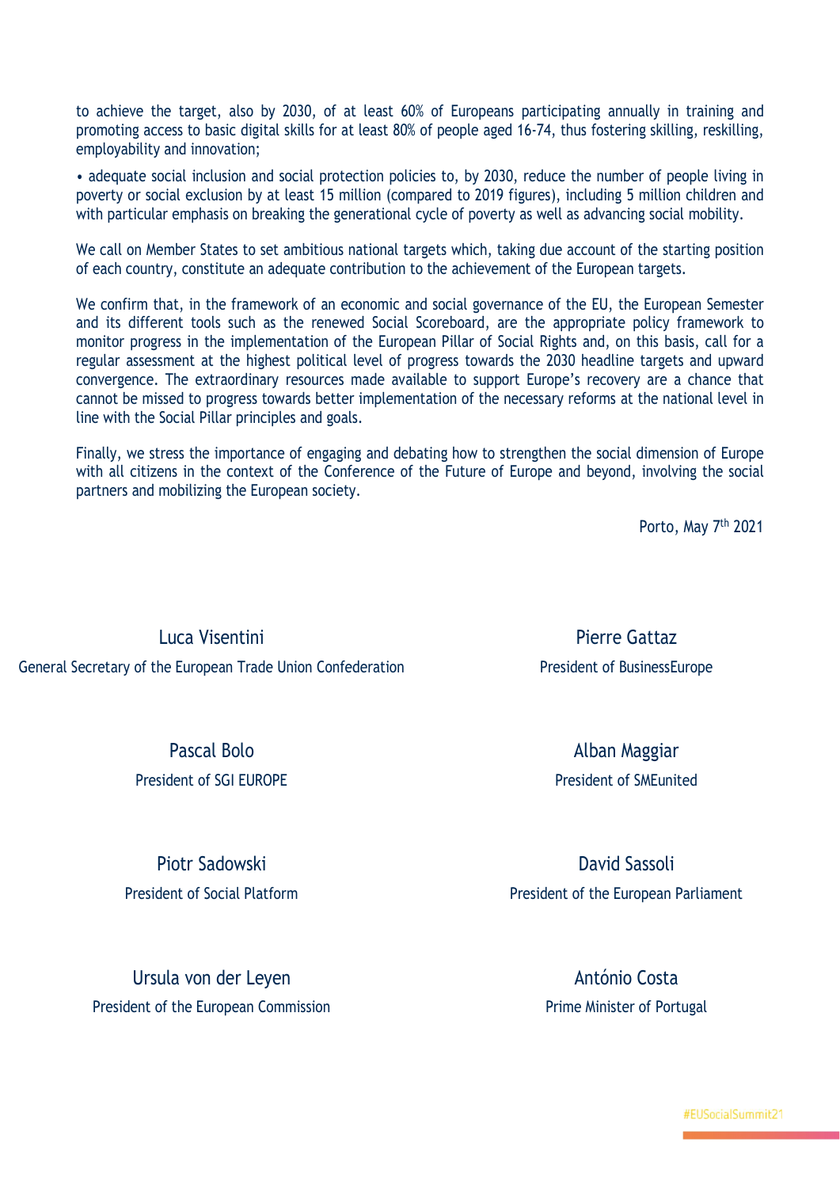to achieve the target, also by 2030, of at least 60% of Europeans participating annually in training and promoting access to basic digital skills for at least 80% of people aged 16-74, thus fostering skilling, reskilling, employability and innovation;

• adequate social inclusion and social protection policies to, by 2030, reduce the number of people living in poverty or social exclusion by at least 15 million (compared to 2019 figures), including 5 million children and with particular emphasis on breaking the generational cycle of poverty as well as advancing social mobility.

We call on Member States to set ambitious national targets which, taking due account of the starting position of each country, constitute an adequate contribution to the achievement of the European targets.

We confirm that, in the framework of an economic and social governance of the EU, the European Semester and its different tools such as the renewed Social Scoreboard, are the appropriate policy framework to monitor progress in the implementation of the European Pillar of Social Rights and, on this basis, call for a regular assessment at the highest political level of progress towards the 2030 headline targets and upward convergence. The extraordinary resources made available to support Europe's recovery are a chance that cannot be missed to progress towards better implementation of the necessary reforms at the national level in line with the Social Pillar principles and goals.

Finally, we stress the importance of engaging and debating how to strengthen the social dimension of Europe with all citizens in the context of the Conference of the Future of Europe and beyond, involving the social partners and mobilizing the European society.

Porto, May 7th 2021

Luca Visentini
General Secretary of the European Trade Union Confederation

Pierre Gattaz
President of BusinessEurope

Pascal Bolo
President of SGI EUROPE

Alban Maggiar
President of SMEunited

Piotr Sadowski
President of Social Platform

David Sassoli
President of the European Parliament

Ursula von der Leyen
President of the European Commission

António Costa
Prime Minister of Portugal

#EUSocialSummit21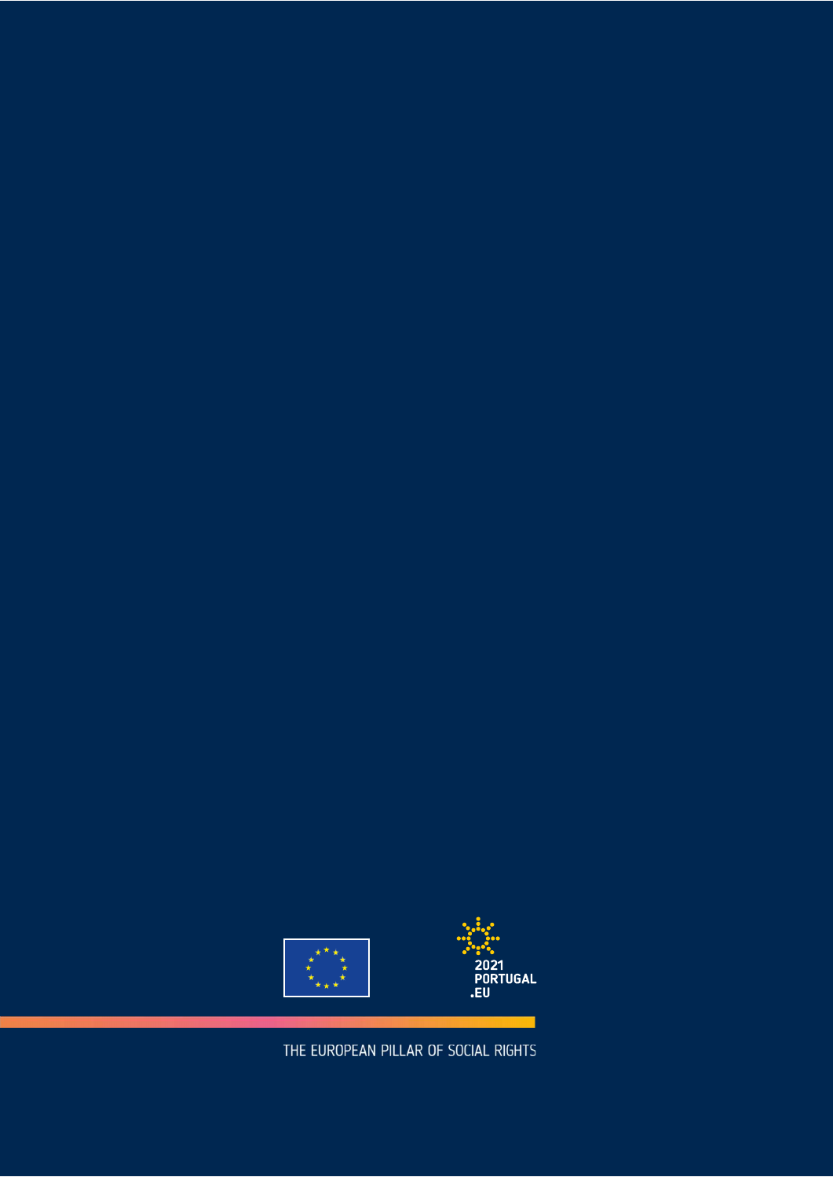2021
PORTUGAL
.EU

THE EUROPEAN PILLAR OF SOCIAL RIGHTS